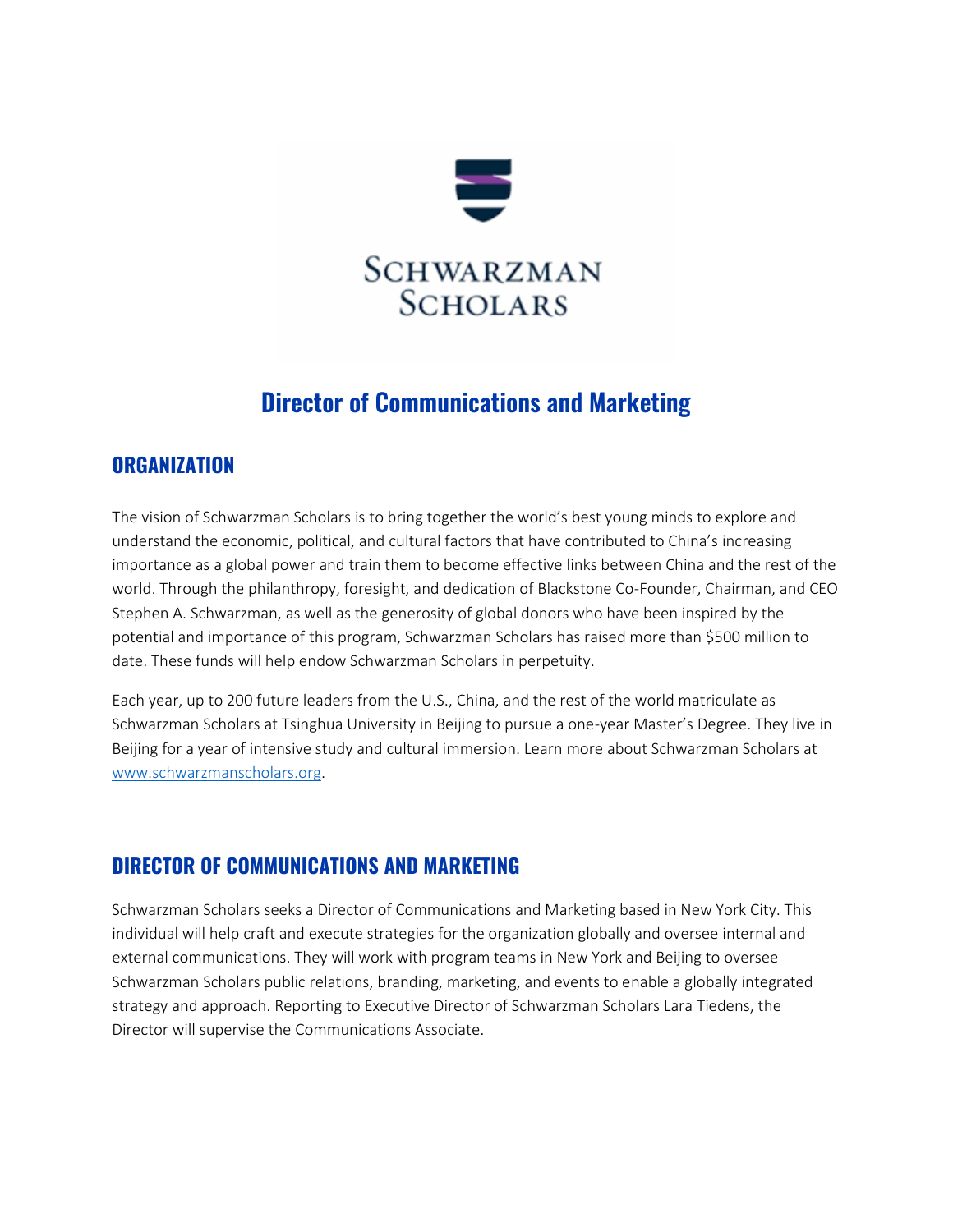Schwarzman Scholars

# Director of Communications and Marketing

## ORGANIZATION

The vision of Schwarzman Scholars is to bring together the world's best young minds to explore and understand the economic, political, and cultural factors that have contributed to China's increasing importance as a global power and train them to become effective links between China and the rest of the world. Through the philanthropy, foresight, and dedication of Blackstone Co-Founder, Chairman, and CEO Stephen A. Schwarzman, as well as the generosity of global donors who have been inspired by the potential and importance of this program, Schwarzman Scholars has raised more than $500 million to date. These funds will help endow Schwarzman Scholars in perpetuity.

Each year, up to 200 future leaders from the U.S., China, and the rest of the world matriculate as Schwarzman Scholars at Tsinghua University in Beijing to pursue a one-year Master's Degree. They live in Beijing for a year of intensive study and cultural immersion. Learn more about Schwarzman Scholars at [www.schwarzmanscholars.org](http://www.schwarzmanscholars.org).

## DIRECTOR OF COMMUNICATIONS AND MARKETING

Schwarzman Scholars seeks a Director of Communications and Marketing based in New York City. This individual will help craft and execute strategies for the organization globally and oversee internal and external communications. They will work with program teams in New York and Beijing to oversee Schwarzman Scholars public relations, branding, marketing, and events to enable a globally integrated strategy and approach. Reporting to Executive Director of Schwarzman Scholars Lara Tiedens, the Director will supervise the Communications Associate.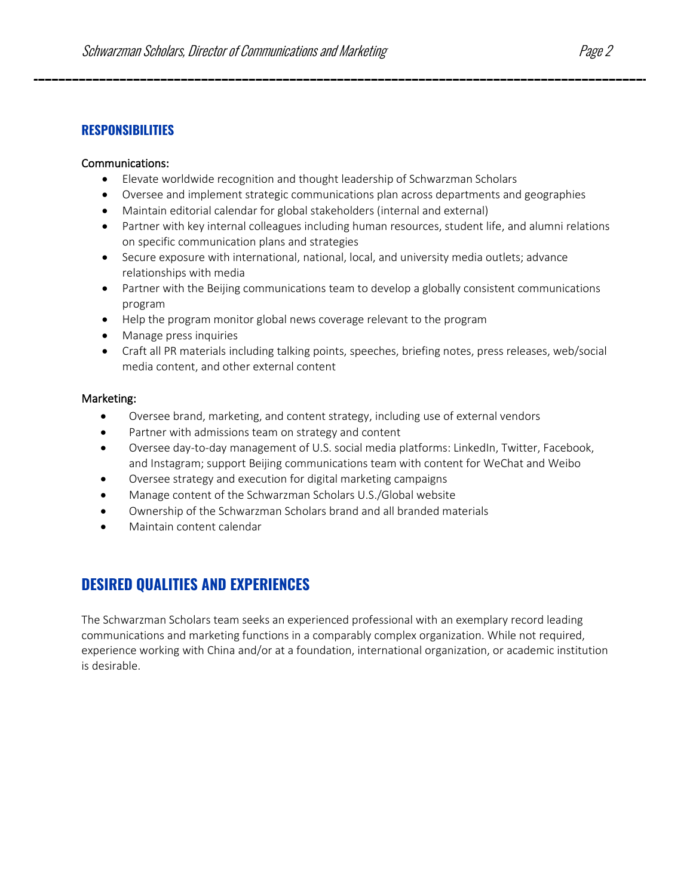## RESPONSIBILITIES

Communications:

- Elevate worldwide recognition and thought leadership of Schwarzman Scholars
- Oversee and implement strategic communications plan across departments and geographies
- Maintain editorial calendar for global stakeholders (internal and external)
- Partner with key internal colleagues including human resources, student life, and alumni relations on specific communication plans and strategies
- Secure exposure with international, national, local, and university media outlets; advance relationships with media
- Partner with the Beijing communications team to develop a globally consistent communications program
- Help the program monitor global news coverage relevant to the program
- Manage press inquiries
- Craft all PR materials including talking points, speeches, briefing notes, press releases, web/social media content, and other external content

Marketing:

- Oversee brand, marketing, and content strategy, including use of external vendors
- Partner with admissions team on strategy and content
- Oversee day-to-day management of U.S. social media platforms: LinkedIn, Twitter, Facebook, and Instagram; support Beijing communications team with content for WeChat and Weibo
- Oversee strategy and execution for digital marketing campaigns
- Manage content of the Schwarzman Scholars U.S./Global website
- Ownership of the Schwarzman Scholars brand and all branded materials
- Maintain content calendar

## DESIRED QUALITIES AND EXPERIENCES

The Schwarzman Scholars team seeks an experienced professional with an exemplary record leading communications and marketing functions in a comparably complex organization. While not required, experience working with China and/or at a foundation, international organization, or academic institution is desirable.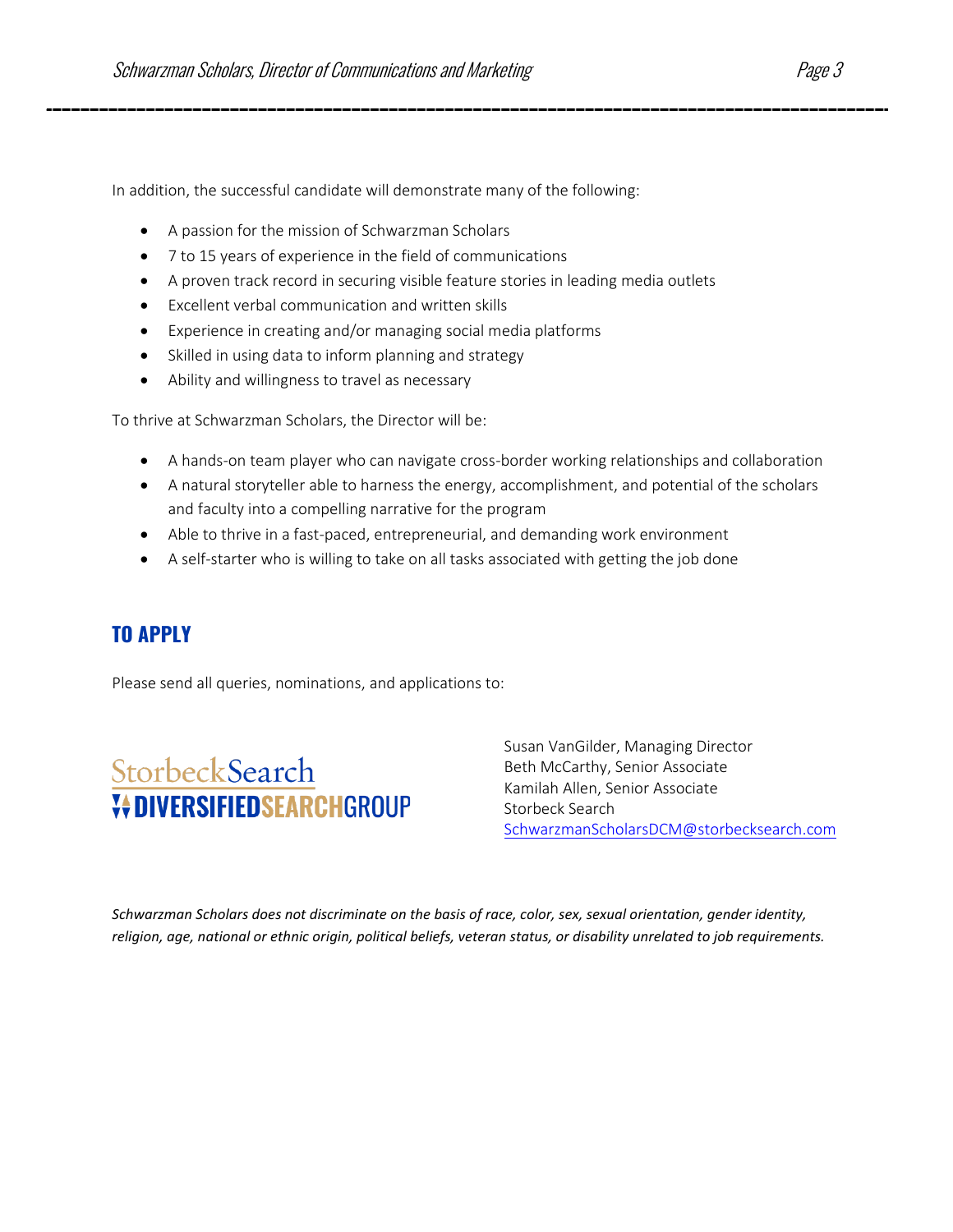In addition, the successful candidate will demonstrate many of the following:

- A passion for the mission of Schwarzman Scholars
- 7 to 15 years of experience in the field of communications
- A proven track record in securing visible feature stories in leading media outlets
- Excellent verbal communication and written skills
- Experience in creating and/or managing social media platforms
- Skilled in using data to inform planning and strategy
- Ability and willingness to travel as necessary

To thrive at Schwarzman Scholars, the Director will be:

- A hands-on team player who can navigate cross-border working relationships and collaboration
- A natural storyteller able to harness the energy, accomplishment, and potential of the scholars and faculty into a compelling narrative for the program
- Able to thrive in a fast-paced, entrepreneurial, and demanding work environment
- A self-starter who is willing to take on all tasks associated with getting the job done

## TO APPLY

Please send all queries, nominations, and applications to:

StorbeckSearch
DIVERSIFIEDSEARCHGROUP

Susan VanGilder, Managing Director
Beth McCarthy, Senior Associate
Kamilah Allen, Senior Associate
Storbeck Search
SchwarzmanScholarsDCM@storbecksearch.com

*Schwarzman Scholars does not discriminate on the basis of race, color, sex, sexual orientation, gender identity, religion, age, national or ethnic origin, political beliefs, veteran status, or disability unrelated to job requirements.*